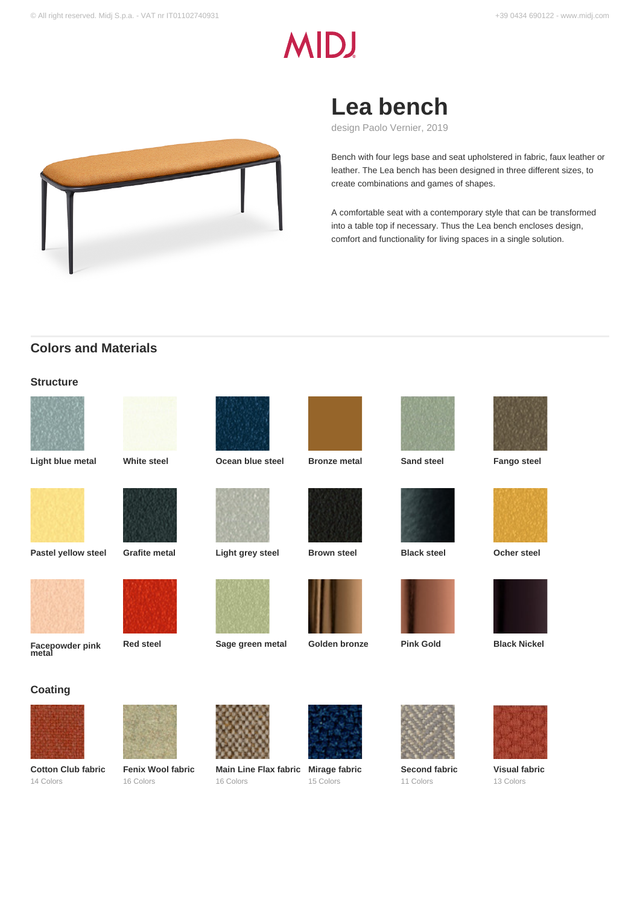# Lea bench

design Paolo Vernier, 2019

Bench with four legs base and seat upholstered in fabric, faux leather or leather. The Lea bench has been designed in three different sizes, to create combinations and games of shapes.

A comfortable seat with a contemporary style that can be transformed into a table top if necessary. Thus the Lea bench encloses design, comfort and functionality for living spaces in a single solution.

## Colors and Materials

### Structure

- Light blue metal
- White steel
- Ocean blue steel
- Bronze metal
- Sand steel
- Fango steel
- Pastel yellow steel
- Grafite metal
- Light grey steel
- Brown steel
- Black steel
- Ocher steel
- Facepowder pink metal
- Red steel
- Sage green metal
- Golden bronze
- Pink Gold
- Black Nickel

### Coating

- **Cotton Club fabric** – 14 Colors
- **Fenix Wool fabric** – 16 Colors
- **Main Line Flax fabric** – 16 Colors
- **Mirage fabric** – 15 Colors
- **Second fabric** – 11 Colors
- **Visual fabric** – 13 Colors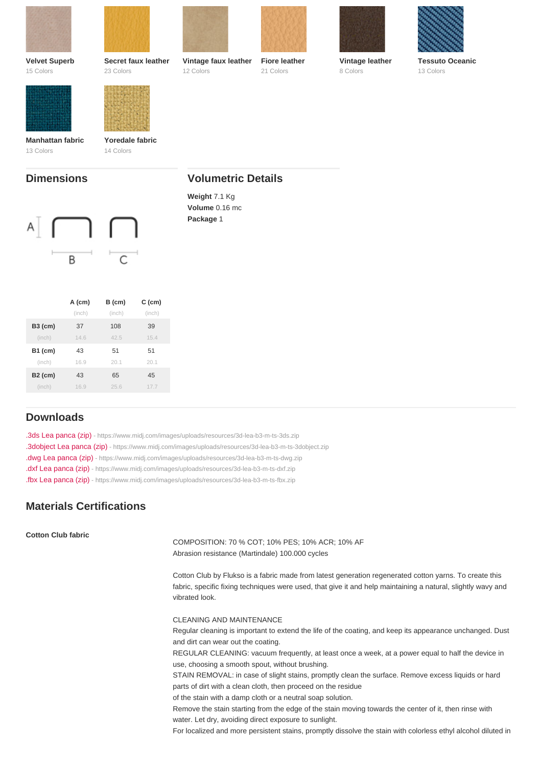**Velvet Superb**
15 Colors

**Secret faux leather**
23 Colors

**Vintage faux leather**
12 Colors

**Fiore leather**
21 Colors

**Vintage leather**
8 Colors

**Tessuto Oceanic**
13 Colors

**Manhattan fabric**
13 Colors

**Yoredale fabric**
14 Colors

## Dimensions

|  | A (cm) (inch) | B (cm) (inch) | C (cm) (inch) |
|---|---|---|---|
| **B3 (cm)** | 37 | 108 | 39 |
| (inch) | 14.6 | 42.5 | 15.4 |
| **B1 (cm)** | 43 | 51 | 51 |
| (inch) | 16.9 | 20.1 | 20.1 |
| **B2 (cm)** | 43 | 65 | 45 |
| (inch) | 16.9 | 25.6 | 17.7 |

## Volumetric Details

**Weight** 7.1 Kg
**Volume** 0.16 mc
**Package** 1

## Downloads

.3ds Lea panca (zip) - https://www.midj.com/images/uploads/resources/3d-lea-b3-m-ts-3ds.zip
.3dobject Lea panca (zip) - https://www.midj.com/images/uploads/resources/3d-lea-b3-m-ts-3dobject.zip
.dwg Lea panca (zip) - https://www.midj.com/images/uploads/resources/3d-lea-b3-m-ts-dwg.zip
.dxf Lea panca (zip) - https://www.midj.com/images/uploads/resources/3d-lea-b3-m-ts-dxf.zip
.fbx Lea panca (zip) - https://www.midj.com/images/uploads/resources/3d-lea-b3-m-ts-fbx.zip

## Materials Certifications

**Cotton Club fabric**

COMPOSITION: 70 % COT; 10% PES; 10% ACR; 10% AF
Abrasion resistance (Martindale) 100.000 cycles

Cotton Club by Flukso is a fabric made from latest generation regenerated cotton yarns. To create this fabric, specific fixing techniques were used, that give it and help maintaining a natural, slightly wavy and vibrated look.

CLEANING AND MAINTENANCE
Regular cleaning is important to extend the life of the coating, and keep its appearance unchanged. Dust and dirt can wear out the coating.
REGULAR CLEANING: vacuum frequently, at least once a week, at a power equal to half the device in use, choosing a smooth spout, without brushing.
STAIN REMOVAL: in case of slight stains, promptly clean the surface. Remove excess liquids or hard parts of dirt with a clean cloth, then proceed on the residue
of the stain with a damp cloth or a neutral soap solution.
Remove the stain starting from the edge of the stain moving towards the center of it, then rinse with water. Let dry, avoiding direct exposure to sunlight.
For localized and more persistent stains, promptly dissolve the stain with colorless ethyl alcohol diluted in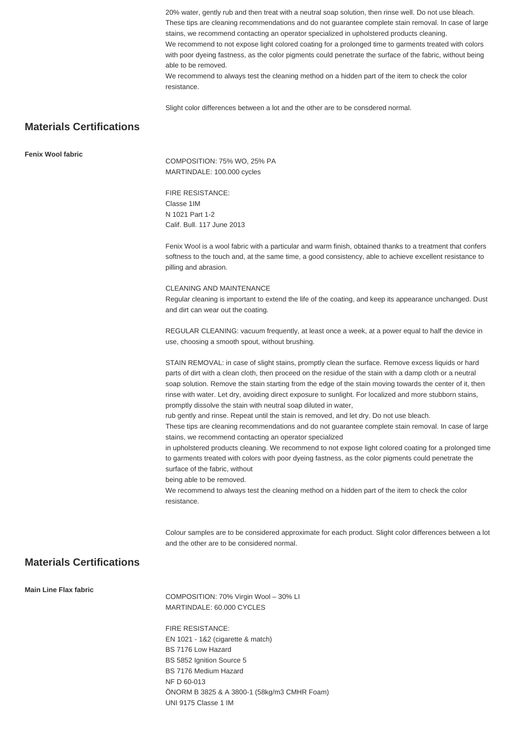20% water, gently rub and then treat with a neutral soap solution, then rinse well. Do not use bleach. These tips are cleaning recommendations and do not guarantee complete stain removal. In case of large stains, we recommend contacting an operator specialized in upholstered products cleaning.
We recommend to not expose light colored coating for a prolonged time to garments treated with colors with poor dyeing fastness, as the color pigments could penetrate the surface of the fabric, without being able to be removed.
We recommend to always test the cleaning method on a hidden part of the item to check the color resistance.

Slight color differences between a lot and the other are to be consdered normal.

## Materials Certifications

**Fenix Wool fabric**

COMPOSITION: 75% WO, 25% PA
MARTINDALE: 100.000 cycles

FIRE RESISTANCE:
Classe 1IM
N 1021 Part 1-2
Calif. Bull. 117 June 2013

Fenix Wool is a wool fabric with a particular and warm finish, obtained thanks to a treatment that confers softness to the touch and, at the same time, a good consistency, able to achieve excellent resistance to pilling and abrasion.

CLEANING AND MAINTENANCE
Regular cleaning is important to extend the life of the coating, and keep its appearance unchanged. Dust and dirt can wear out the coating.

REGULAR CLEANING: vacuum frequently, at least once a week, at a power equal to half the device in use, choosing a smooth spout, without brushing.

STAIN REMOVAL: in case of slight stains, promptly clean the surface. Remove excess liquids or hard parts of dirt with a clean cloth, then proceed on the residue of the stain with a damp cloth or a neutral soap solution. Remove the stain starting from the edge of the stain moving towards the center of it, then rinse with water. Let dry, avoiding direct exposure to sunlight. For localized and more stubborn stains, promptly dissolve the stain with neutral soap diluted in water,
rub gently and rinse. Repeat until the stain is removed, and let dry. Do not use bleach.
These tips are cleaning recommendations and do not guarantee complete stain removal. In case of large stains, we recommend contacting an operator specialized
in upholstered products cleaning. We recommend to not expose light colored coating for a prolonged time to garments treated with colors with poor dyeing fastness, as the color pigments could penetrate the surface of the fabric, without
being able to be removed.
We recommend to always test the cleaning method on a hidden part of the item to check the color resistance.

Colour samples are to be considered approximate for each product. Slight color differences between a lot and the other are to be considered normal.

## Materials Certifications

**Main Line Flax fabric**

COMPOSITION: 70% Virgin Wool – 30% LI
MARTINDALE: 60.000 CYCLES

FIRE RESISTANCE:
EN 1021 - 1&2 (cigarette & match)
BS 7176 Low Hazard
BS 5852 Ignition Source 5
BS 7176 Medium Hazard
NF D 60-013
ÖNORM B 3825 & A 3800-1 (58kg/m3 CMHR Foam)
UNI 9175 Classe 1 IM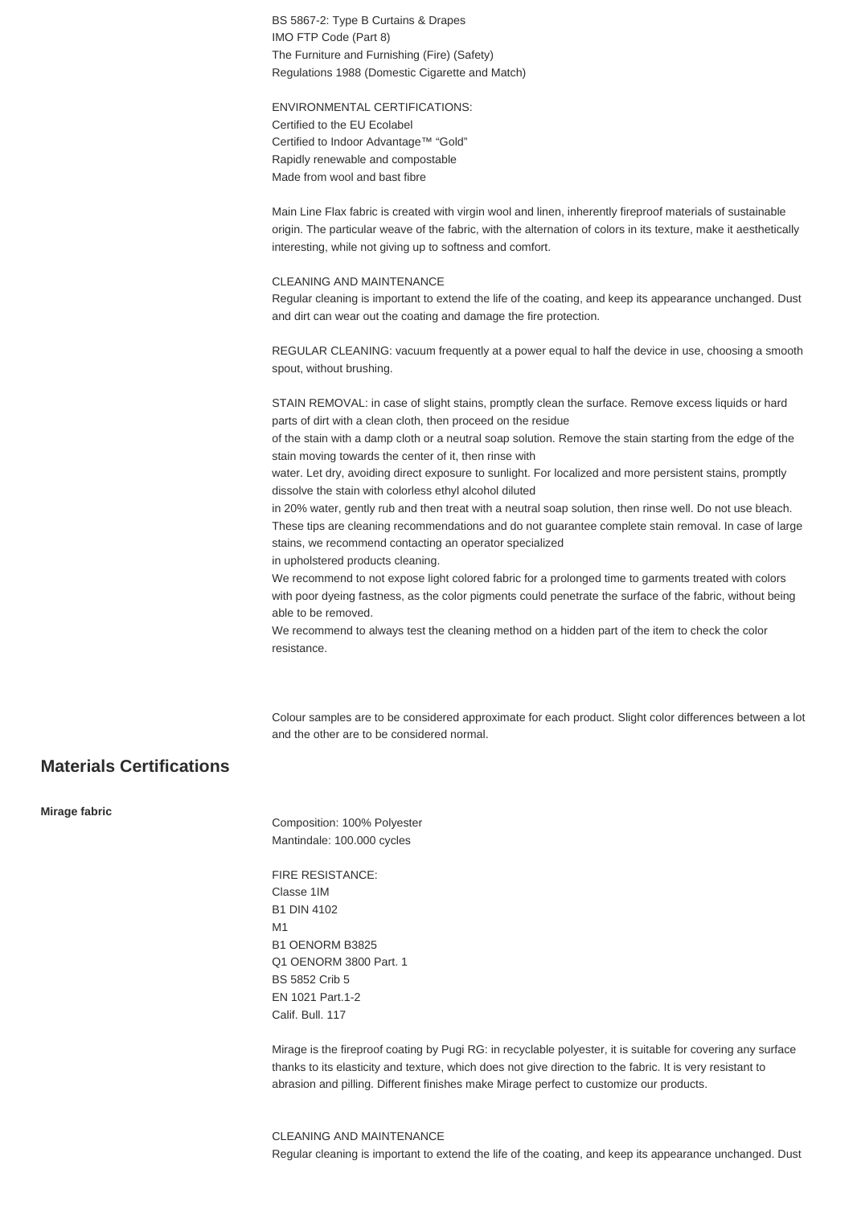BS 5867-2: Type B Curtains & Drapes
IMO FTP Code (Part 8)
The Furniture and Furnishing (Fire) (Safety)
Regulations 1988 (Domestic Cigarette and Match)

ENVIRONMENTAL CERTIFICATIONS:
Certified to the EU Ecolabel
Certified to Indoor Advantage™ "Gold"
Rapidly renewable and compostable
Made from wool and bast fibre

Main Line Flax fabric is created with virgin wool and linen, inherently fireproof materials of sustainable origin. The particular weave of the fabric, with the alternation of colors in its texture, make it aesthetically interesting, while not giving up to softness and comfort.

CLEANING AND MAINTENANCE
Regular cleaning is important to extend the life of the coating, and keep its appearance unchanged. Dust and dirt can wear out the coating and damage the fire protection.

REGULAR CLEANING: vacuum frequently at a power equal to half the device in use, choosing a smooth spout, without brushing.

STAIN REMOVAL: in case of slight stains, promptly clean the surface. Remove excess liquids or hard parts of dirt with a clean cloth, then proceed on the residue
of the stain with a damp cloth or a neutral soap solution. Remove the stain starting from the edge of the stain moving towards the center of it, then rinse with
water. Let dry, avoiding direct exposure to sunlight. For localized and more persistent stains, promptly dissolve the stain with colorless ethyl alcohol diluted
in 20% water, gently rub and then treat with a neutral soap solution, then rinse well. Do not use bleach.
These tips are cleaning recommendations and do not guarantee complete stain removal. In case of large stains, we recommend contacting an operator specialized
in upholstered products cleaning.
We recommend to not expose light colored fabric for a prolonged time to garments treated with colors with poor dyeing fastness, as the color pigments could penetrate the surface of the fabric, without being able to be removed.
We recommend to always test the cleaning method on a hidden part of the item to check the color resistance.

Colour samples are to be considered approximate for each product. Slight color differences between a lot and the other are to be considered normal.

## Materials Certifications

**Mirage fabric**

Composition: 100% Polyester
Mantindale: 100.000 cycles

FIRE RESISTANCE:
Classe 1IM
B1 DIN 4102
M1
B1 OENORM B3825
Q1 OENORM 3800 Part. 1
BS 5852 Crib 5
EN 1021 Part.1-2
Calif. Bull. 117

Mirage is the fireproof coating by Pugi RG: in recyclable polyester, it is suitable for covering any surface thanks to its elasticity and texture, which does not give direction to the fabric. It is very resistant to abrasion and pilling. Different finishes make Mirage perfect to customize our products.

CLEANING AND MAINTENANCE
Regular cleaning is important to extend the life of the coating, and keep its appearance unchanged. Dust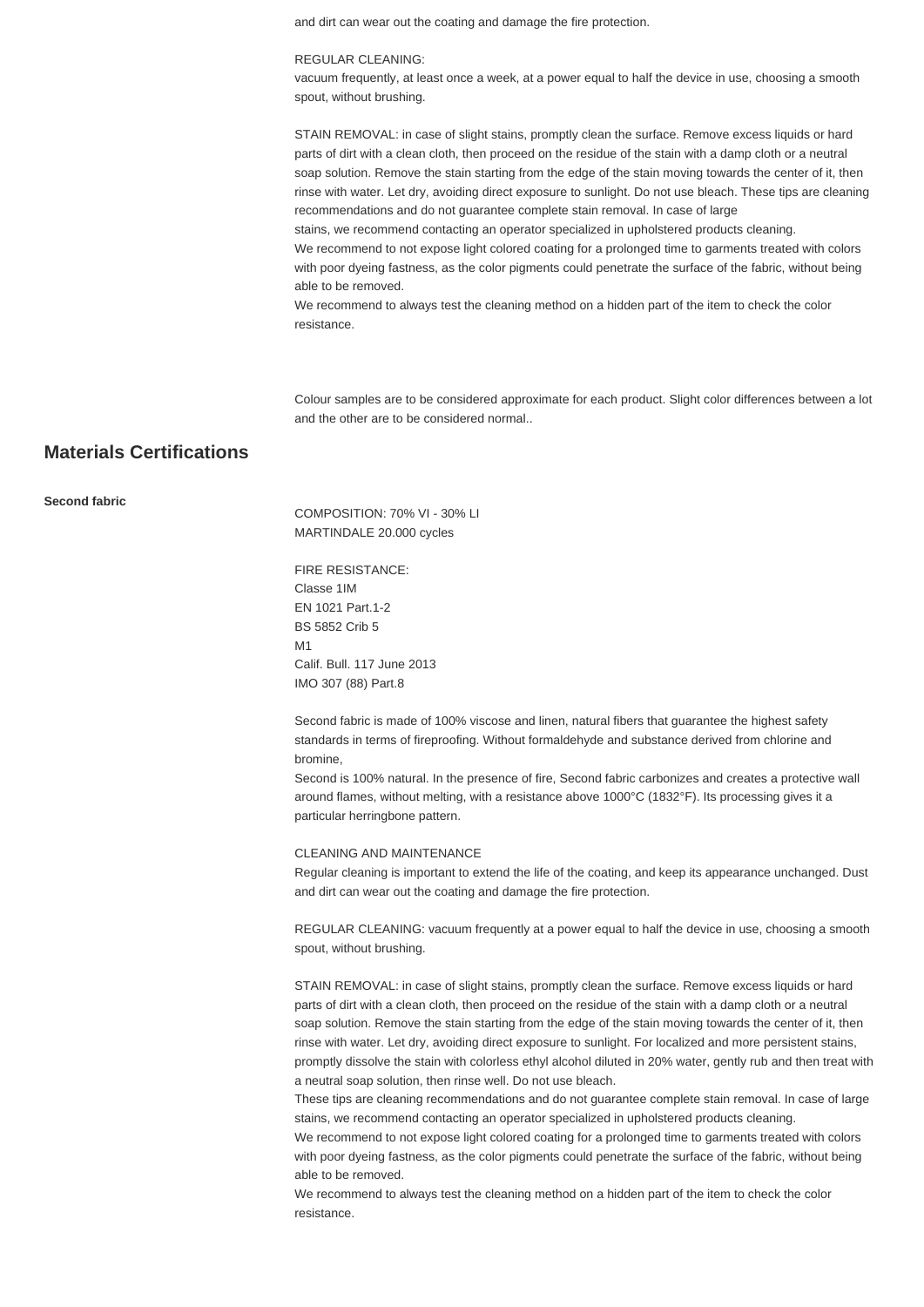and dirt can wear out the coating and damage the fire protection.

REGULAR CLEANING:
vacuum frequently, at least once a week, at a power equal to half the device in use, choosing a smooth spout, without brushing.

STAIN REMOVAL: in case of slight stains, promptly clean the surface. Remove excess liquids or hard parts of dirt with a clean cloth, then proceed on the residue of the stain with a damp cloth or a neutral soap solution. Remove the stain starting from the edge of the stain moving towards the center of it, then rinse with water. Let dry, avoiding direct exposure to sunlight. Do not use bleach. These tips are cleaning recommendations and do not guarantee complete stain removal. In case of large stains, we recommend contacting an operator specialized in upholstered products cleaning.
We recommend to not expose light colored coating for a prolonged time to garments treated with colors with poor dyeing fastness, as the color pigments could penetrate the surface of the fabric, without being able to be removed.
We recommend to always test the cleaning method on a hidden part of the item to check the color resistance.

Colour samples are to be considered approximate for each product. Slight color differences between a lot and the other are to be considered normal..

## Materials Certifications

**Second fabric**

COMPOSITION: 70% VI - 30% LI
MARTINDALE 20.000 cycles

FIRE RESISTANCE:
Classe 1IM
EN 1021 Part.1-2
BS 5852 Crib 5
M1
Calif. Bull. 117 June 2013
IMO 307 (88) Part.8

Second fabric is made of 100% viscose and linen, natural fibers that guarantee the highest safety standards in terms of fireproofing. Without formaldehyde and substance derived from chlorine and bromine,
Second is 100% natural. In the presence of fire, Second fabric carbonizes and creates a protective wall around flames, without melting, with a resistance above 1000°C (1832°F). Its processing gives it a particular herringbone pattern.

CLEANING AND MAINTENANCE
Regular cleaning is important to extend the life of the coating, and keep its appearance unchanged. Dust and dirt can wear out the coating and damage the fire protection.

REGULAR CLEANING: vacuum frequently at a power equal to half the device in use, choosing a smooth spout, without brushing.

STAIN REMOVAL: in case of slight stains, promptly clean the surface. Remove excess liquids or hard parts of dirt with a clean cloth, then proceed on the residue of the stain with a damp cloth or a neutral soap solution. Remove the stain starting from the edge of the stain moving towards the center of it, then rinse with water. Let dry, avoiding direct exposure to sunlight. For localized and more persistent stains, promptly dissolve the stain with colorless ethyl alcohol diluted in 20% water, gently rub and then treat with a neutral soap solution, then rinse well. Do not use bleach.
These tips are cleaning recommendations and do not guarantee complete stain removal. In case of large stains, we recommend contacting an operator specialized in upholstered products cleaning.
We recommend to not expose light colored coating for a prolonged time to garments treated with colors with poor dyeing fastness, as the color pigments could penetrate the surface of the fabric, without being able to be removed.
We recommend to always test the cleaning method on a hidden part of the item to check the color resistance.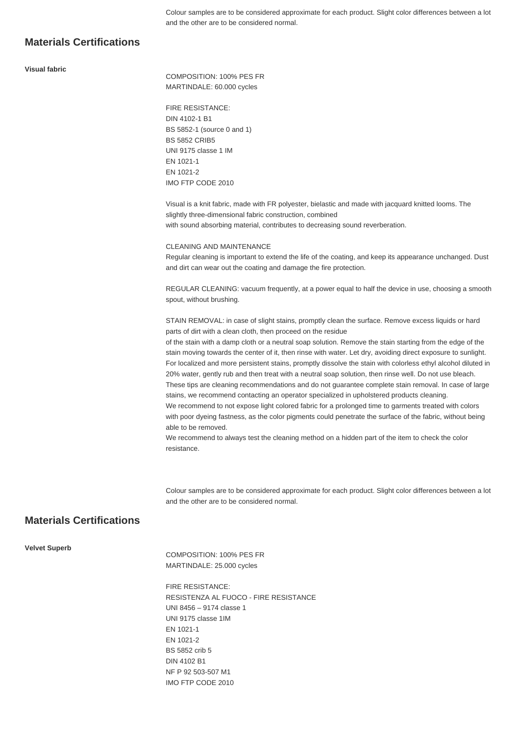Colour samples are to be considered approximate for each product. Slight color differences between a lot and the other are to be considered normal.

## Materials Certifications

**Visual fabric**

COMPOSITION: 100% PES FR
MARTINDALE: 60.000 cycles

FIRE RESISTANCE:
DIN 4102-1 B1
BS 5852-1 (source 0 and 1)
BS 5852 CRIB5
UNI 9175 classe 1 IM
EN 1021-1
EN 1021-2
IMO FTP CODE 2010

Visual is a knit fabric, made with FR polyester, bielastic and made with jacquard knitted looms. The slightly three-dimensional fabric construction, combined
with sound absorbing material, contributes to decreasing sound reverberation.

CLEANING AND MAINTENANCE
Regular cleaning is important to extend the life of the coating, and keep its appearance unchanged. Dust and dirt can wear out the coating and damage the fire protection.

REGULAR CLEANING: vacuum frequently, at a power equal to half the device in use, choosing a smooth spout, without brushing.

STAIN REMOVAL: in case of slight stains, promptly clean the surface. Remove excess liquids or hard parts of dirt with a clean cloth, then proceed on the residue
of the stain with a damp cloth or a neutral soap solution. Remove the stain starting from the edge of the stain moving towards the center of it, then rinse with water. Let dry, avoiding direct exposure to sunlight.
For localized and more persistent stains, promptly dissolve the stain with colorless ethyl alcohol diluted in 20% water, gently rub and then treat with a neutral soap solution, then rinse well. Do not use bleach.
These tips are cleaning recommendations and do not guarantee complete stain removal. In case of large stains, we recommend contacting an operator specialized in upholstered products cleaning.
We recommend to not expose light colored fabric for a prolonged time to garments treated with colors with poor dyeing fastness, as the color pigments could penetrate the surface of the fabric, without being able to be removed.
We recommend to always test the cleaning method on a hidden part of the item to check the color resistance.

Colour samples are to be considered approximate for each product. Slight color differences between a lot and the other are to be considered normal.

## Materials Certifications

**Velvet Superb**

COMPOSITION: 100% PES FR
MARTINDALE: 25.000 cycles

FIRE RESISTANCE:
RESISTENZA AL FUOCO - FIRE RESISTANCE
UNI 8456 – 9174 classe 1
UNI 9175 classe 1IM
EN 1021-1
EN 1021-2
BS 5852 crib 5
DIN 4102 B1
NF P 92 503-507 M1
IMO FTP CODE 2010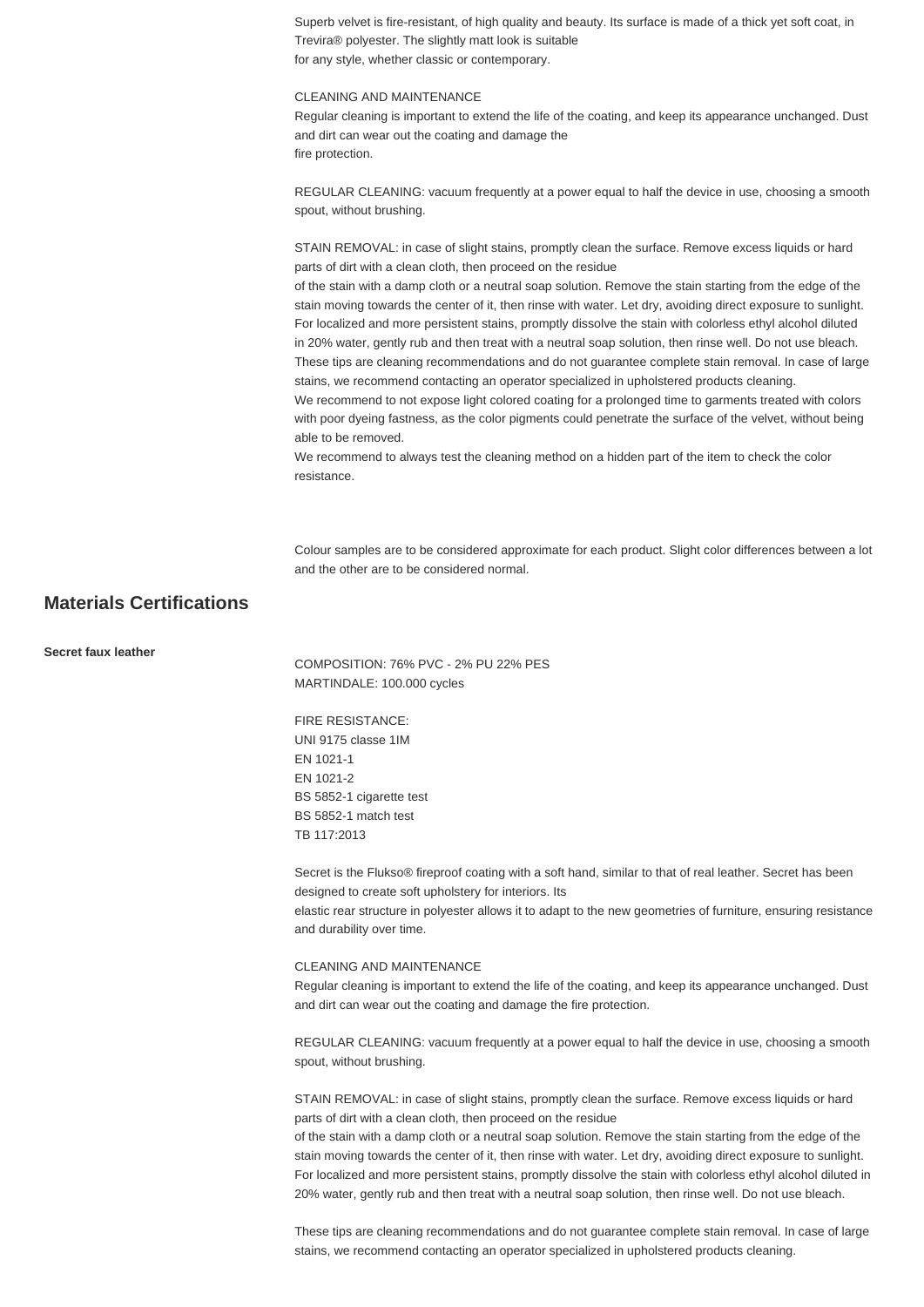Superb velvet is fire-resistant, of high quality and beauty. Its surface is made of a thick yet soft coat, in Trevira® polyester. The slightly matt look is suitable for any style, whether classic or contemporary.

CLEANING AND MAINTENANCE
Regular cleaning is important to extend the life of the coating, and keep its appearance unchanged. Dust and dirt can wear out the coating and damage the fire protection.

REGULAR CLEANING: vacuum frequently at a power equal to half the device in use, choosing a smooth spout, without brushing.

STAIN REMOVAL: in case of slight stains, promptly clean the surface. Remove excess liquids or hard parts of dirt with a clean cloth, then proceed on the residue of the stain with a damp cloth or a neutral soap solution. Remove the stain starting from the edge of the stain moving towards the center of it, then rinse with water. Let dry, avoiding direct exposure to sunlight. For localized and more persistent stains, promptly dissolve the stain with colorless ethyl alcohol diluted in 20% water, gently rub and then treat with a neutral soap solution, then rinse well. Do not use bleach. These tips are cleaning recommendations and do not guarantee complete stain removal. In case of large stains, we recommend contacting an operator specialized in upholstered products cleaning.
We recommend to not expose light colored coating for a prolonged time to garments treated with colors with poor dyeing fastness, as the color pigments could penetrate the surface of the velvet, without being able to be removed.
We recommend to always test the cleaning method on a hidden part of the item to check the color resistance.

Colour samples are to be considered approximate for each product. Slight color differences between a lot and the other are to be considered normal.

## Materials Certifications

**Secret faux leather**

COMPOSITION: 76% PVC - 2% PU 22% PES
MARTINDALE: 100.000 cycles

FIRE RESISTANCE:
UNI 9175 classe 1IM
EN 1021-1
EN 1021-2
BS 5852-1 cigarette test
BS 5852-1 match test
TB 117:2013

Secret is the Flukso® fireproof coating with a soft hand, similar to that of real leather. Secret has been designed to create soft upholstery for interiors. Its elastic rear structure in polyester allows it to adapt to the new geometries of furniture, ensuring resistance and durability over time.

CLEANING AND MAINTENANCE
Regular cleaning is important to extend the life of the coating, and keep its appearance unchanged. Dust and dirt can wear out the coating and damage the fire protection.

REGULAR CLEANING: vacuum frequently at a power equal to half the device in use, choosing a smooth spout, without brushing.

STAIN REMOVAL: in case of slight stains, promptly clean the surface. Remove excess liquids or hard parts of dirt with a clean cloth, then proceed on the residue of the stain with a damp cloth or a neutral soap solution. Remove the stain starting from the edge of the stain moving towards the center of it, then rinse with water. Let dry, avoiding direct exposure to sunlight. For localized and more persistent stains, promptly dissolve the stain with colorless ethyl alcohol diluted in 20% water, gently rub and then treat with a neutral soap solution, then rinse well. Do not use bleach.

These tips are cleaning recommendations and do not guarantee complete stain removal. In case of large stains, we recommend contacting an operator specialized in upholstered products cleaning.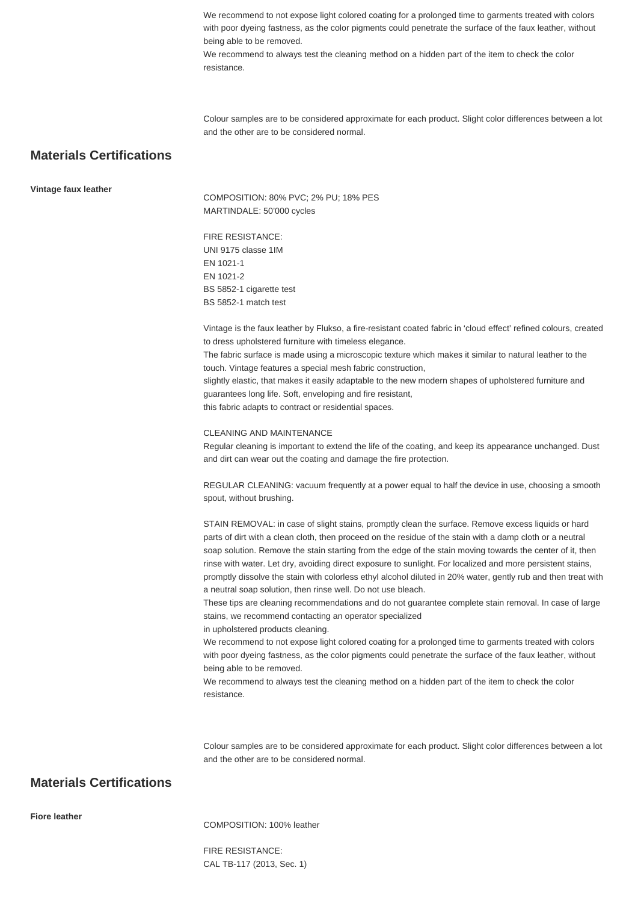We recommend to not expose light colored coating for a prolonged time to garments treated with colors with poor dyeing fastness, as the color pigments could penetrate the surface of the faux leather, without being able to be removed.
We recommend to always test the cleaning method on a hidden part of the item to check the color resistance.

Colour samples are to be considered approximate for each product. Slight color differences between a lot and the other are to be considered normal.

## Materials Certifications

**Vintage faux leather**

COMPOSITION: 80% PVC; 2% PU; 18% PES
MARTINDALE: 50'000 cycles

FIRE RESISTANCE:
UNI 9175 classe 1IM
EN 1021-1
EN 1021-2
BS 5852-1 cigarette test
BS 5852-1 match test

Vintage is the faux leather by Flukso, a fire-resistant coated fabric in 'cloud effect' refined colours, created to dress upholstered furniture with timeless elegance.
The fabric surface is made using a microscopic texture which makes it similar to natural leather to the touch. Vintage features a special mesh fabric construction,
slightly elastic, that makes it easily adaptable to the new modern shapes of upholstered furniture and guarantees long life. Soft, enveloping and fire resistant,
this fabric adapts to contract or residential spaces.

CLEANING AND MAINTENANCE
Regular cleaning is important to extend the life of the coating, and keep its appearance unchanged. Dust and dirt can wear out the coating and damage the fire protection.

REGULAR CLEANING: vacuum frequently at a power equal to half the device in use, choosing a smooth spout, without brushing.

STAIN REMOVAL: in case of slight stains, promptly clean the surface. Remove excess liquids or hard parts of dirt with a clean cloth, then proceed on the residue of the stain with a damp cloth or a neutral soap solution. Remove the stain starting from the edge of the stain moving towards the center of it, then rinse with water. Let dry, avoiding direct exposure to sunlight. For localized and more persistent stains, promptly dissolve the stain with colorless ethyl alcohol diluted in 20% water, gently rub and then treat with a neutral soap solution, then rinse well. Do not use bleach.
These tips are cleaning recommendations and do not guarantee complete stain removal. In case of large stains, we recommend contacting an operator specialized
in upholstered products cleaning.
We recommend to not expose light colored coating for a prolonged time to garments treated with colors with poor dyeing fastness, as the color pigments could penetrate the surface of the faux leather, without being able to be removed.
We recommend to always test the cleaning method on a hidden part of the item to check the color resistance.

Colour samples are to be considered approximate for each product. Slight color differences between a lot and the other are to be considered normal.

## Materials Certifications

**Fiore leather**

COMPOSITION: 100% leather

FIRE RESISTANCE:
CAL TB-117 (2013, Sec. 1)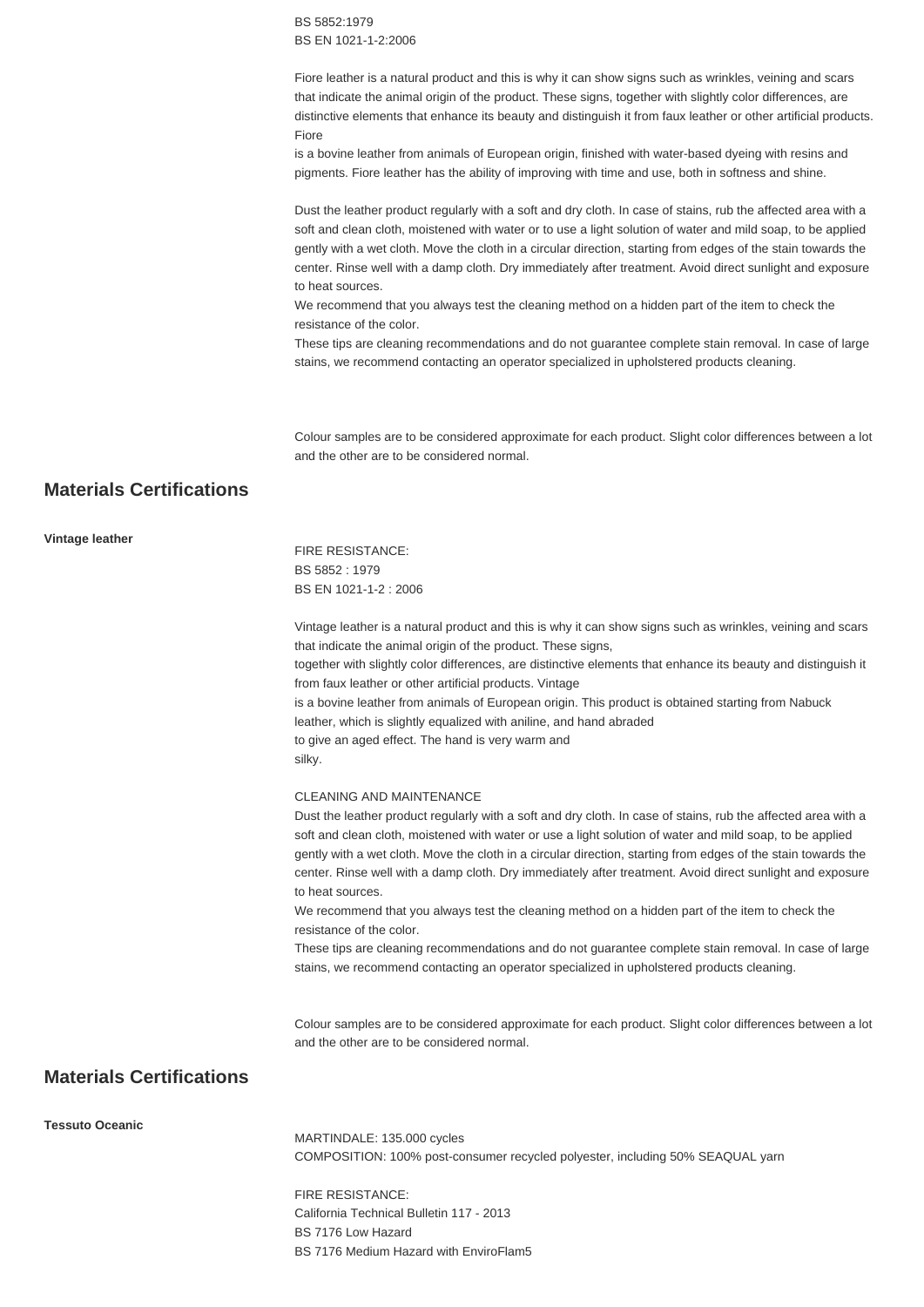BS 5852:1979
BS EN 1021-1-2:2006

Fiore leather is a natural product and this is why it can show signs such as wrinkles, veining and scars that indicate the animal origin of the product. These signs, together with slightly color differences, are distinctive elements that enhance its beauty and distinguish it from faux leather or other artificial products. Fiore
is a bovine leather from animals of European origin, finished with water-based dyeing with resins and pigments. Fiore leather has the ability of improving with time and use, both in softness and shine.

Dust the leather product regularly with a soft and dry cloth. In case of stains, rub the affected area with a soft and clean cloth, moistened with water or to use a light solution of water and mild soap, to be applied gently with a wet cloth. Move the cloth in a circular direction, starting from edges of the stain towards the center. Rinse well with a damp cloth. Dry immediately after treatment. Avoid direct sunlight and exposure to heat sources.
We recommend that you always test the cleaning method on a hidden part of the item to check the resistance of the color.
These tips are cleaning recommendations and do not guarantee complete stain removal. In case of large stains, we recommend contacting an operator specialized in upholstered products cleaning.

Colour samples are to be considered approximate for each product. Slight color differences between a lot and the other are to be considered normal.

## Materials Certifications

**Vintage leather**

FIRE RESISTANCE:
BS 5852 : 1979
BS EN 1021-1-2 : 2006

Vintage leather is a natural product and this is why it can show signs such as wrinkles, veining and scars that indicate the animal origin of the product. These signs,
together with slightly color differences, are distinctive elements that enhance its beauty and distinguish it from faux leather or other artificial products. Vintage
is a bovine leather from animals of European origin. This product is obtained starting from Nabuck leather, which is slightly equalized with aniline, and hand abraded
to give an aged effect. The hand is very warm and
silky.

CLEANING AND MAINTENANCE
Dust the leather product regularly with a soft and dry cloth. In case of stains, rub the affected area with a soft and clean cloth, moistened with water or use a light solution of water and mild soap, to be applied gently with a wet cloth. Move the cloth in a circular direction, starting from edges of the stain towards the center. Rinse well with a damp cloth. Dry immediately after treatment. Avoid direct sunlight and exposure to heat sources.
We recommend that you always test the cleaning method on a hidden part of the item to check the resistance of the color.
These tips are cleaning recommendations and do not guarantee complete stain removal. In case of large stains, we recommend contacting an operator specialized in upholstered products cleaning.

Colour samples are to be considered approximate for each product. Slight color differences between a lot and the other are to be considered normal.

## Materials Certifications

**Tessuto Oceanic**

MARTINDALE: 135.000 cycles
COMPOSITION: 100% post-consumer recycled polyester, including 50% SEAQUAL yarn

FIRE RESISTANCE:
California Technical Bulletin 117 - 2013
BS 7176 Low Hazard
BS 7176 Medium Hazard with EnviroFlam5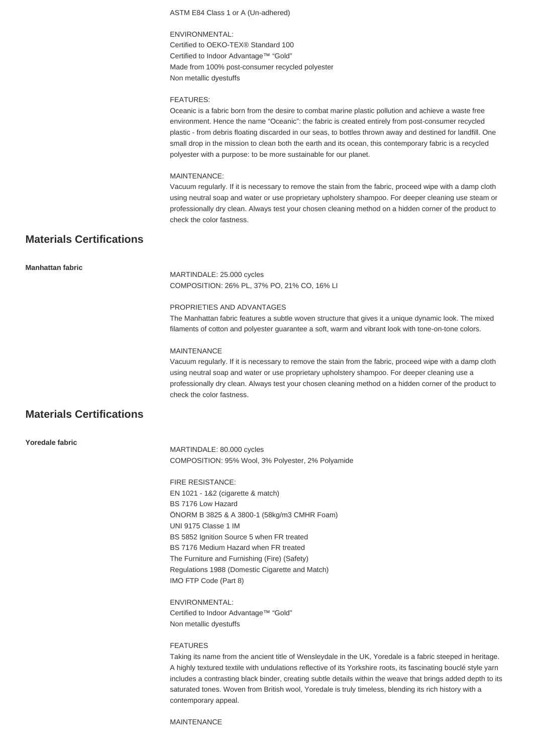ASTM E84 Class 1 or A (Un-adhered)

ENVIRONMENTAL:
Certified to OEKO-TEX® Standard 100
Certified to Indoor Advantage™ "Gold"
Made from 100% post-consumer recycled polyester
Non metallic dyestuffs

FEATURES:
Oceanic is a fabric born from the desire to combat marine plastic pollution and achieve a waste free environment. Hence the name "Oceanic": the fabric is created entirely from post-consumer recycled plastic - from debris floating discarded in our seas, to bottles thrown away and destined for landfill. One small drop in the mission to clean both the earth and its ocean, this contemporary fabric is a recycled polyester with a purpose: to be more sustainable for our planet.

MAINTENANCE:
Vacuum regularly. If it is necessary to remove the stain from the fabric, proceed wipe with a damp cloth using neutral soap and water or use proprietary upholstery shampoo. For deeper cleaning use steam or professionally dry clean. Always test your chosen cleaning method on a hidden corner of the product to check the color fastness.

## Materials Certifications

**Manhattan fabric**

MARTINDALE: 25.000 cycles
COMPOSITION: 26% PL, 37% PO, 21% CO, 16% LI

PROPRIETIES AND ADVANTAGES
The Manhattan fabric features a subtle woven structure that gives it a unique dynamic look. The mixed filaments of cotton and polyester guarantee a soft, warm and vibrant look with tone-on-tone colors.

MAINTENANCE
Vacuum regularly. If it is necessary to remove the stain from the fabric, proceed wipe with a damp cloth using neutral soap and water or use proprietary upholstery shampoo. For deeper cleaning use a professionally dry clean. Always test your chosen cleaning method on a hidden corner of the product to check the color fastness.

## Materials Certifications

**Yoredale fabric**

MARTINDALE: 80.000 cycles
COMPOSITION: 95% Wool, 3% Polyester, 2% Polyamide

FIRE RESISTANCE:
EN 1021 - 1&2 (cigarette & match)
BS 7176 Low Hazard
ÖNORM B 3825 & A 3800-1 (58kg/m3 CMHR Foam)
UNI 9175 Classe 1 IM
BS 5852 Ignition Source 5 when FR treated
BS 7176 Medium Hazard when FR treated
The Furniture and Furnishing (Fire) (Safety)
Regulations 1988 (Domestic Cigarette and Match)
IMO FTP Code (Part 8)

ENVIRONMENTAL:
Certified to Indoor Advantage™ "Gold"
Non metallic dyestuffs

FEATURES
Taking its name from the ancient title of Wensleydale in the UK, Yoredale is a fabric steeped in heritage. A highly textured textile with undulations reflective of its Yorkshire roots, its fascinating bouclé style yarn includes a contrasting black binder, creating subtle details within the weave that brings added depth to its saturated tones. Woven from British wool, Yoredale is truly timeless, blending its rich history with a contemporary appeal.

MAINTENANCE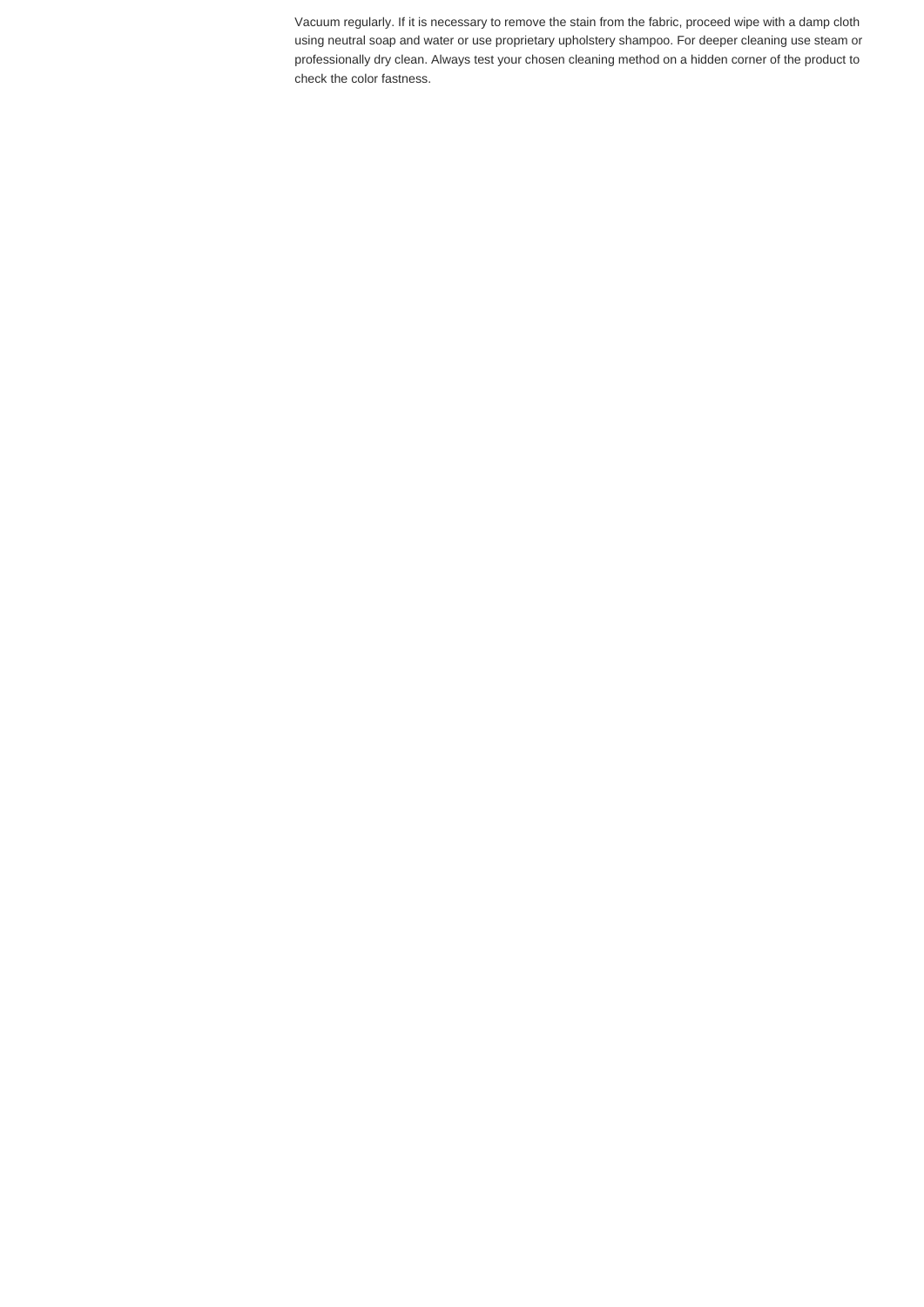Vacuum regularly. If it is necessary to remove the stain from the fabric, proceed wipe with a damp cloth using neutral soap and water or use proprietary upholstery shampoo. For deeper cleaning use steam or professionally dry clean. Always test your chosen cleaning method on a hidden corner of the product to check the color fastness.